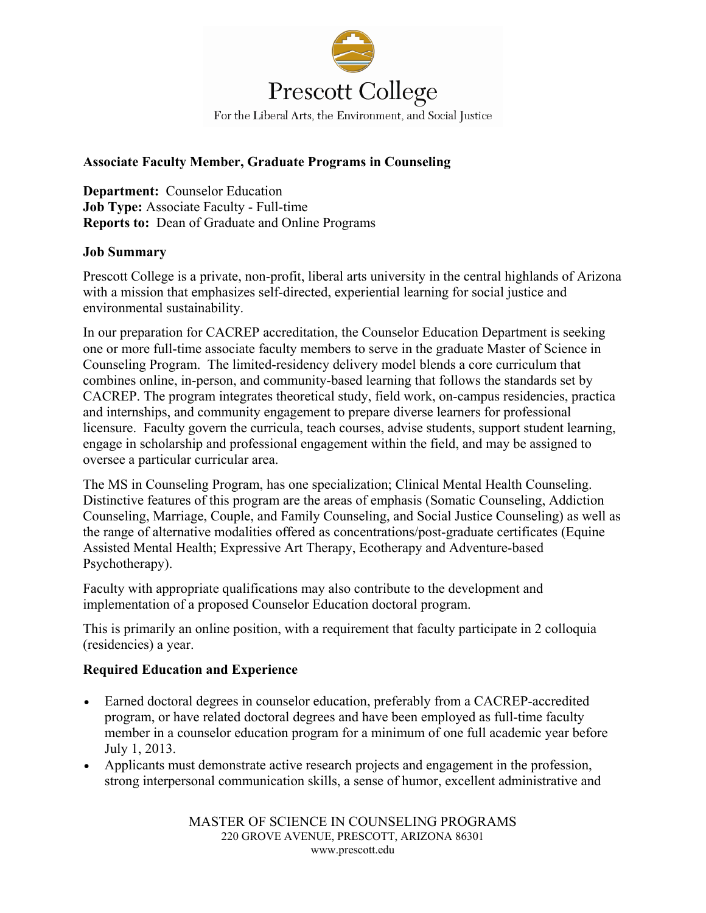# Prescott College

For the Liberal Arts, the Environment, and Social Justice

## Associate Faculty Member, Graduate Programs in Counseling

**Department:** Counselor Education
**Job Type:** Associate Faculty - Full-time
**Reports to:** Dean of Graduate and Online Programs

### Job Summary

Prescott College is a private, non-profit, liberal arts university in the central highlands of Arizona with a mission that emphasizes self-directed, experiential learning for social justice and environmental sustainability.

In our preparation for CACREP accreditation, the Counselor Education Department is seeking one or more full-time associate faculty members to serve in the graduate Master of Science in Counseling Program. The limited-residency delivery model blends a core curriculum that combines online, in-person, and community-based learning that follows the standards set by CACREP. The program integrates theoretical study, field work, on-campus residencies, practica and internships, and community engagement to prepare diverse learners for professional licensure. Faculty govern the curricula, teach courses, advise students, support student learning, engage in scholarship and professional engagement within the field, and may be assigned to oversee a particular curricular area.

The MS in Counseling Program, has one specialization; Clinical Mental Health Counseling. Distinctive features of this program are the areas of emphasis (Somatic Counseling, Addiction Counseling, Marriage, Couple, and Family Counseling, and Social Justice Counseling) as well as the range of alternative modalities offered as concentrations/post-graduate certificates (Equine Assisted Mental Health; Expressive Art Therapy, Ecotherapy and Adventure-based Psychotherapy).

Faculty with appropriate qualifications may also contribute to the development and implementation of a proposed Counselor Education doctoral program.

This is primarily an online position, with a requirement that faculty participate in 2 colloquia (residencies) a year.

### Required Education and Experience

- Earned doctoral degrees in counselor education, preferably from a CACREP-accredited program, or have related doctoral degrees and have been employed as full-time faculty member in a counselor education program for a minimum of one full academic year before July 1, 2013.
- Applicants must demonstrate active research projects and engagement in the profession, strong interpersonal communication skills, a sense of humor, excellent administrative and

MASTER OF SCIENCE IN COUNSELING PROGRAMS
220 GROVE AVENUE, PRESCOTT, ARIZONA 86301
www.prescott.edu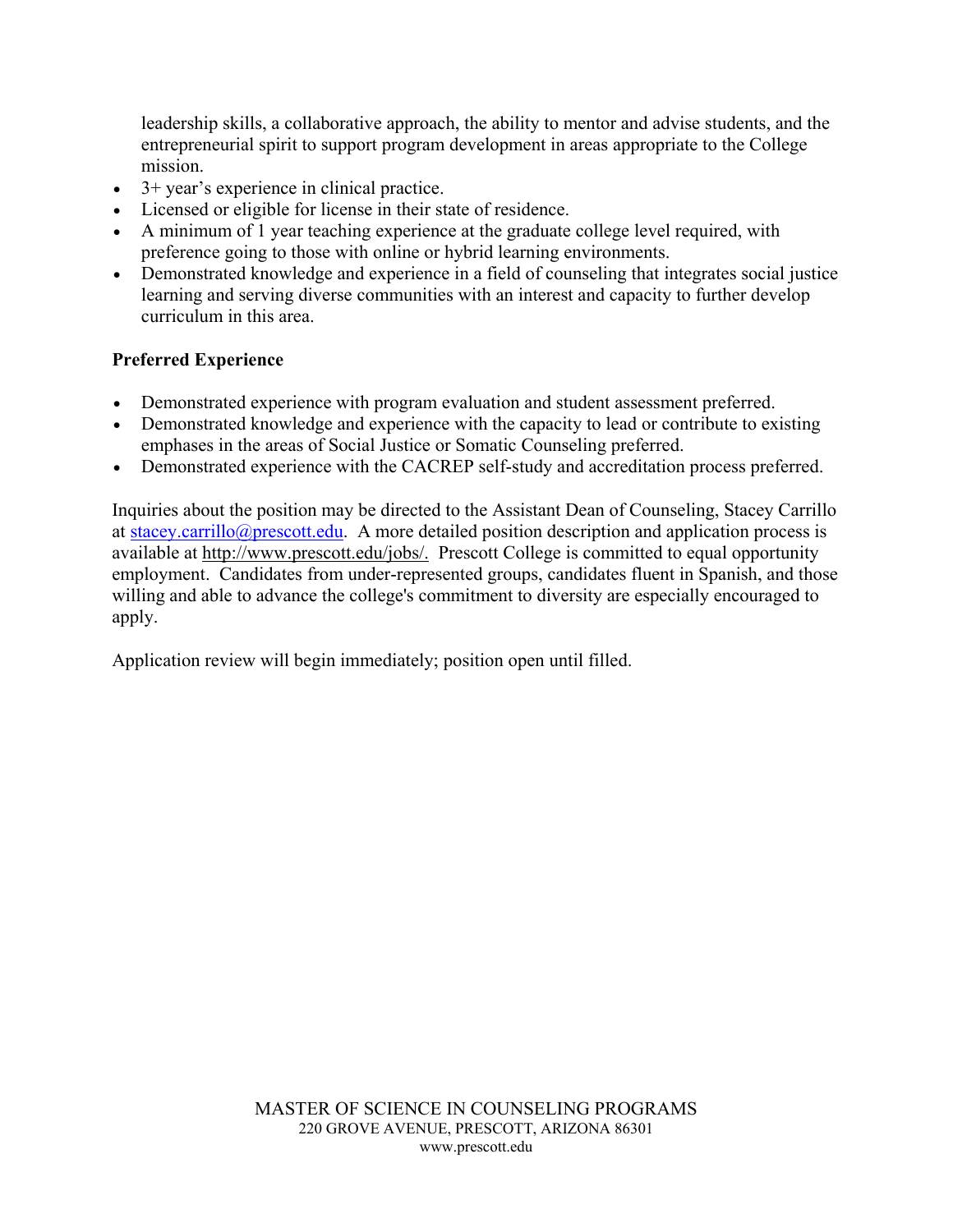leadership skills, a collaborative approach, the ability to mentor and advise students, and the entrepreneurial spirit to support program development in areas appropriate to the College mission.

- 3+ year's experience in clinical practice.
- Licensed or eligible for license in their state of residence.
- A minimum of 1 year teaching experience at the graduate college level required, with preference going to those with online or hybrid learning environments.
- Demonstrated knowledge and experience in a field of counseling that integrates social justice learning and serving diverse communities with an interest and capacity to further develop curriculum in this area.

**Preferred Experience**

- Demonstrated experience with program evaluation and student assessment preferred.
- Demonstrated knowledge and experience with the capacity to lead or contribute to existing emphases in the areas of Social Justice or Somatic Counseling preferred.
- Demonstrated experience with the CACREP self-study and accreditation process preferred.

Inquiries about the position may be directed to the Assistant Dean of Counseling, Stacey Carrillo at stacey.carrillo@prescott.edu. A more detailed position description and application process is available at http://www.prescott.edu/jobs/. Prescott College is committed to equal opportunity employment. Candidates from under-represented groups, candidates fluent in Spanish, and those willing and able to advance the college's commitment to diversity are especially encouraged to apply.

Application review will begin immediately; position open until filled.

MASTER OF SCIENCE IN COUNSELING PROGRAMS
220 GROVE AVENUE, PRESCOTT, ARIZONA 86301
www.prescott.edu